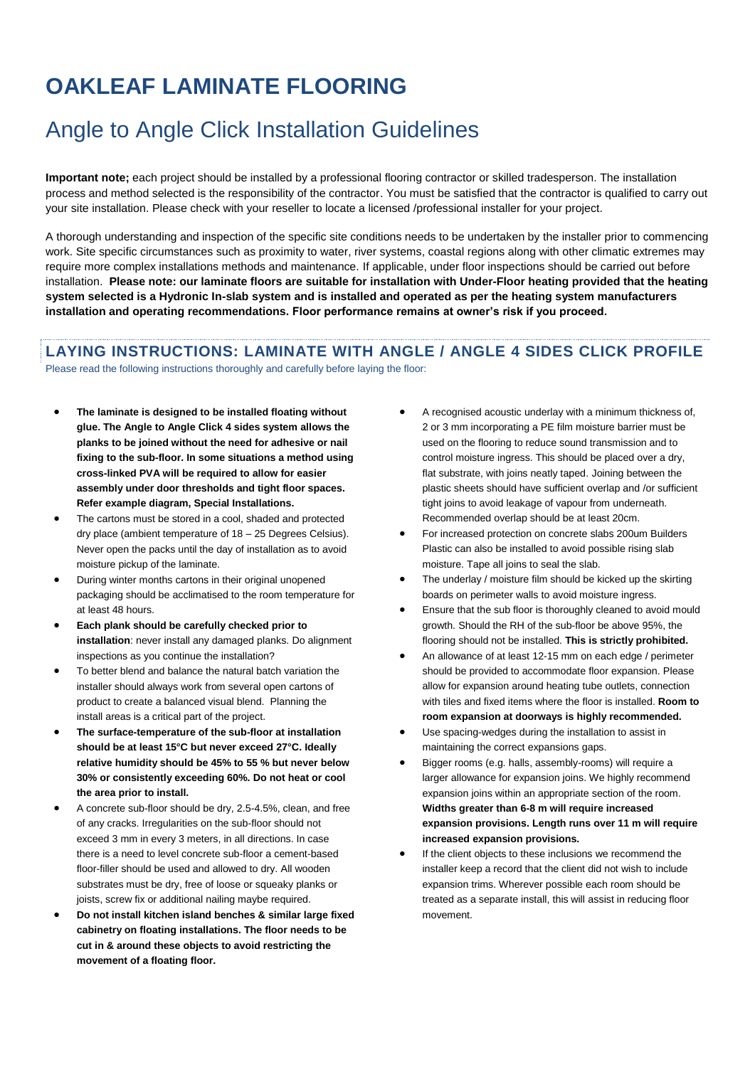# OAKLEAF LAMINATE FLOORING

## Angle to Angle Click Installation Guidelines

**Important note;** each project should be installed by a professional flooring contractor or skilled tradesperson. The installation process and method selected is the responsibility of the contractor. You must be satisfied that the contractor is qualified to carry out your site installation. Please check with your reseller to locate a licensed /professional installer for your project.

A thorough understanding and inspection of the specific site conditions needs to be undertaken by the installer prior to commencing work. Site specific circumstances such as proximity to water, river systems, coastal regions along with other climatic extremes may require more complex installations methods and maintenance. If applicable, under floor inspections should be carried out before installation. **Please note: our laminate floors are suitable for installation with Under-Floor heating provided that the heating system selected is a Hydronic In-slab system and is installed and operated as per the heating system manufacturers installation and operating recommendations. Floor performance remains at owner's risk if you proceed.**

### LAYING INSTRUCTIONS: LAMINATE WITH ANGLE / ANGLE 4 SIDES CLICK PROFILE

Please read the following instructions thoroughly and carefully before laying the floor:

- **The laminate is designed to be installed floating without glue. The Angle to Angle Click 4 sides system allows the planks to be joined without the need for adhesive or nail fixing to the sub-floor. In some situations a method using cross-linked PVA will be required to allow for easier assembly under door thresholds and tight floor spaces. Refer example diagram, Special Installations.**
- The cartons must be stored in a cool, shaded and protected dry place (ambient temperature of 18 – 25 Degrees Celsius). Never open the packs until the day of installation as to avoid moisture pickup of the laminate.
- During winter months cartons in their original unopened packaging should be acclimatised to the room temperature for at least 48 hours.
- **Each plank should be carefully checked prior to installation**: never install any damaged planks. Do alignment inspections as you continue the installation?
- To better blend and balance the natural batch variation the installer should always work from several open cartons of product to create a balanced visual blend. Planning the install areas is a critical part of the project.
- **The surface-temperature of the sub-floor at installation should be at least 15°C but never exceed 27°C. Ideally relative humidity should be 45% to 55 % but never below 30% or consistently exceeding 60%. Do not heat or cool the area prior to install.**
- A concrete sub-floor should be dry, 2.5-4.5%, clean, and free of any cracks. Irregularities on the sub-floor should not exceed 3 mm in every 3 meters, in all directions. In case there is a need to level concrete sub-floor a cement-based floor-filler should be used and allowed to dry. All wooden substrates must be dry, free of loose or squeaky planks or joists, screw fix or additional nailing maybe required.
- **Do not install kitchen island benches & similar large fixed cabinetry on floating installations. The floor needs to be cut in & around these objects to avoid restricting the movement of a floating floor.**
- A recognised acoustic underlay with a minimum thickness of, 2 or 3 mm incorporating a PE film moisture barrier must be used on the flooring to reduce sound transmission and to control moisture ingress. This should be placed over a dry, flat substrate, with joins neatly taped. Joining between the plastic sheets should have sufficient overlap and /or sufficient tight joins to avoid leakage of vapour from underneath. Recommended overlap should be at least 20cm.
- For increased protection on concrete slabs 200um Builders Plastic can also be installed to avoid possible rising slab moisture. Tape all joins to seal the slab.
- The underlay / moisture film should be kicked up the skirting boards on perimeter walls to avoid moisture ingress.
- Ensure that the sub floor is thoroughly cleaned to avoid mould growth. Should the RH of the sub-floor be above 95%, the flooring should not be installed. **This is strictly prohibited.**
- An allowance of at least 12-15 mm on each edge / perimeter should be provided to accommodate floor expansion. Please allow for expansion around heating tube outlets, connection with tiles and fixed items where the floor is installed. **Room to room expansion at doorways is highly recommended.**
- Use spacing-wedges during the installation to assist in maintaining the correct expansions gaps.
- Bigger rooms (e.g. halls, assembly-rooms) will require a larger allowance for expansion joins. We highly recommend expansion joins within an appropriate section of the room. **Widths greater than 6-8 m will require increased expansion provisions. Length runs over 11 m will require increased expansion provisions.**
- If the client objects to these inclusions we recommend the installer keep a record that the client did not wish to include expansion trims. Wherever possible each room should be treated as a separate install, this will assist in reducing floor movement.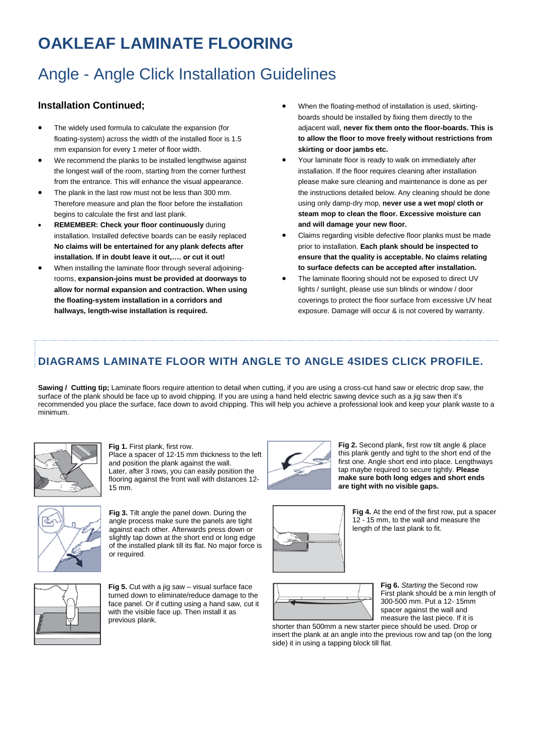# OAKLEAF LAMINATE FLOORING

## Angle - Angle Click Installation Guidelines

### Installation Continued;

- The widely used formula to calculate the expansion (for floating-system) across the width of the installed floor is 1.5 mm expansion for every 1 meter of floor width.
- We recommend the planks to be installed lengthwise against the longest wall of the room, starting from the corner furthest from the entrance. This will enhance the visual appearance.
- The plank in the last row must not be less than 300 mm. Therefore measure and plan the floor before the installation begins to calculate the first and last plank.
- **REMEMBER: Check your floor continuously** during installation. Installed defective boards can be easily replaced **No claims will be entertained for any plank defects after installation. If in doubt leave it out,…. or cut it out!**
- When installing the laminate floor through several adjoining-rooms, **expansion-joins must be provided at doorways to allow for normal expansion and contraction. When using the floating-system installation in a corridors and hallways, length-wise installation is required.**
- When the floating-method of installation is used, skirting-boards should be installed by fixing them directly to the adjacent wall, **never fix them onto the floor-boards. This is to allow the floor to move freely without restrictions from skirting or door jambs etc.**
- Your laminate floor is ready to walk on immediately after installation. If the floor requires cleaning after installation please make sure cleaning and maintenance is done as per the instructions detailed below. Any cleaning should be done using only damp-dry mop, **never use a wet mop/ cloth or steam mop to clean the floor. Excessive moisture can and will damage your new floor.**
- Claims regarding visible defective floor planks must be made prior to installation. **Each plank should be inspected to ensure that the quality is acceptable. No claims relating to surface defects can be accepted after installation.**
- The laminate flooring should not be exposed to direct UV lights / sunlight, please use sun blinds or window / door coverings to protect the floor surface from excessive UV heat exposure. Damage will occur & is not covered by warranty.

## DIAGRAMS LAMINATE FLOOR WITH ANGLE TO ANGLE 4SIDES CLICK PROFILE.

**Sawing / Cutting tip;** Laminate floors require attention to detail when cutting, if you are using a cross-cut hand saw or electric drop saw, the surface of the plank should be face up to avoid chipping. If you are using a hand held electric sawing device such as a jig saw then it's recommended you place the surface, face down to avoid chipping. This will help you achieve a professional look and keep your plank waste to a minimum.

**Fig 1.** First plank, first row.
Place a spacer of 12-15 mm thickness to the left and position the plank against the wall.
Later, after 3 rows, you can easily position the flooring against the front wall with distances 12-15 mm.

**Fig 2.** Second plank, first row tilt angle & place this plank gently and tight to the short end of the first one. Angle short end into place. Lengthways tap maybe required to secure tightly. **Please make sure both long edges and short ends are tight with no visible gaps.**

**Fig 3.** Tilt angle the panel down. During the angle process make sure the panels are tight against each other. Afterwards press down or slightly tap down at the short end or long edge of the installed plank till its flat. No major force is or required.

**Fig 4.** At the end of the first row, put a spacer 12 - 15 mm, to the wall and measure the length of the last plank to fit.

**Fig 5.** Cut with a jig saw – visual surface face turned down to eliminate/reduce damage to the face panel. Or if cutting using a hand saw, cut it with the visible face up. Then install it as previous plank.

**Fig 6.** *Starting* the Second row
First plank should be a min length of 300-500 mm. Put a 12- 15mm spacer against the wall and measure the last piece. If it is shorter than 500mm a new starter piece should be used. Drop or insert the plank at an angle into the previous row and tap (on the long side) it in using a tapping block till flat.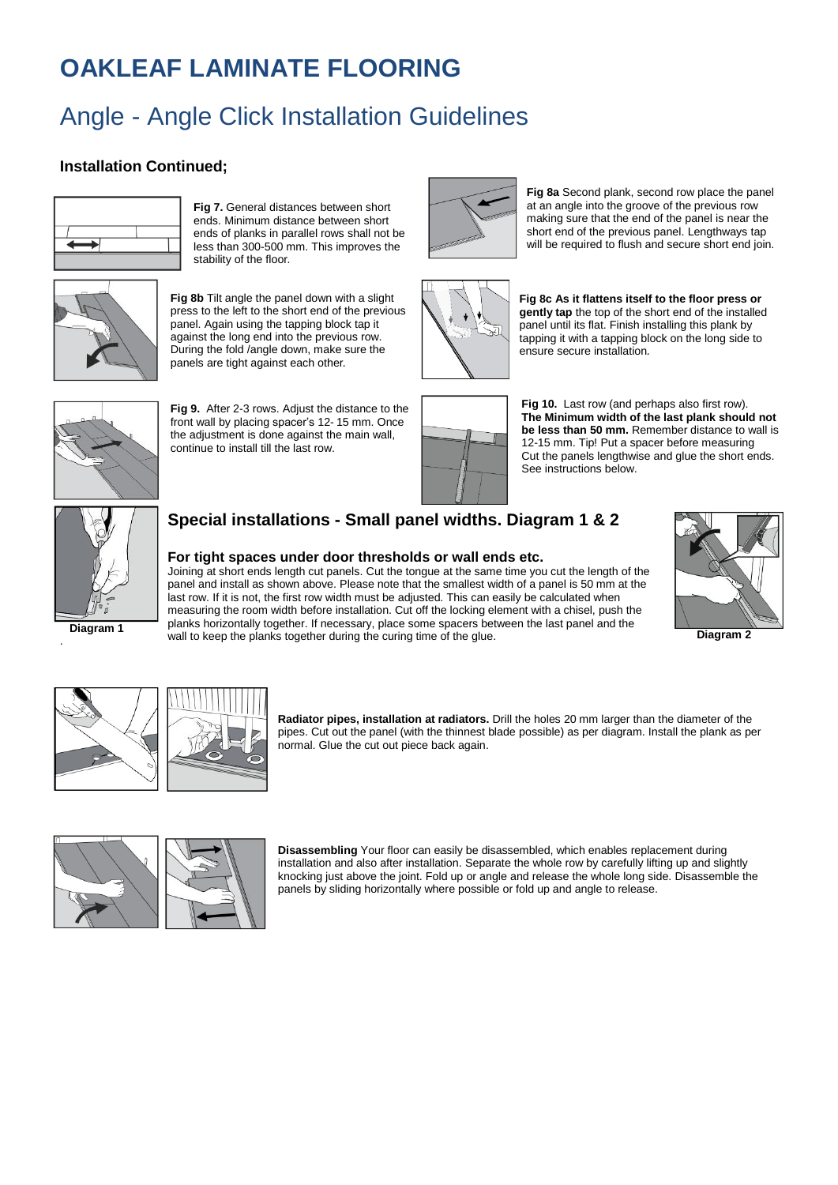# OAKLEAF LAMINATE FLOORING

## Angle - Angle Click Installation Guidelines

### Installation Continued;

**Fig 7.** General distances between short ends. Minimum distance between short ends of planks in parallel rows shall not be less than 300-500 mm. This improves the stability of the floor.

**Fig 8a** Second plank, second row place the panel at an angle into the groove of the previous row making sure that the end of the panel is near the short end of the previous panel. Lengthways tap will be required to flush and secure short end join.

**Fig 8b** Tilt angle the panel down with a slight press to the left to the short end of the previous panel. Again using the tapping block tap it against the long end into the previous row. During the fold /angle down, make sure the panels are tight against each other.

**Fig 8c As it flattens itself to the floor press or gently tap** the top of the short end of the installed panel until its flat. Finish installing this plank by tapping it with a tapping block on the long side to ensure secure installation.

**Fig 9.** After 2-3 rows. Adjust the distance to the front wall by placing spacer's 12- 15 mm. Once the adjustment is done against the main wall, continue to install till the last row.

**Fig 10.** Last row (and perhaps also first row). **The Minimum width of the last plank should not be less than 50 mm.** Remember distance to wall is 12-15 mm. Tip! Put a spacer before measuring Cut the panels lengthwise and glue the short ends. See instructions below.

## Special installations - Small panel widths. Diagram 1 & 2

### For tight spaces under door thresholds or wall ends etc.

Joining at short ends length cut panels. Cut the tongue at the same time you cut the length of the panel and install as shown above. Please note that the smallest width of a panel is 50 mm at the last row. If it is not, the first row width must be adjusted. This can easily be calculated when measuring the room width before installation. Cut off the locking element with a chisel, push the planks horizontally together. If necessary, place some spacers between the last panel and the wall to keep the planks together during the curing time of the glue.

Diagram 1

Diagram 2

**Radiator pipes, installation at radiators.** Drill the holes 20 mm larger than the diameter of the pipes. Cut out the panel (with the thinnest blade possible) as per diagram. Install the plank as per normal. Glue the cut out piece back again.

**Disassembling** Your floor can easily be disassembled, which enables replacement during installation and also after installation. Separate the whole row by carefully lifting up and slightly knocking just above the joint. Fold up or angle and release the whole long side. Disassemble the panels by sliding horizontally where possible or fold up and angle to release.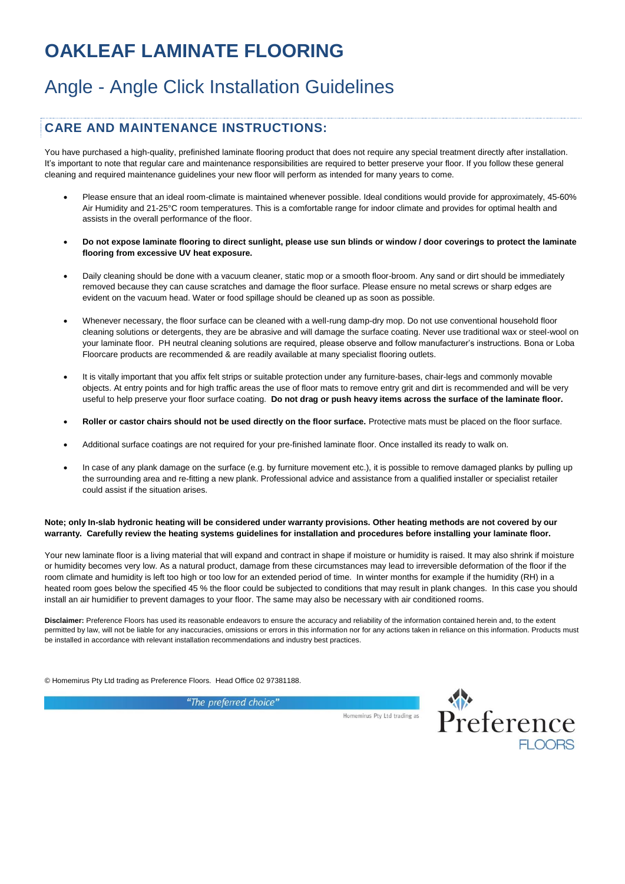# OAKLEAF LAMINATE FLOORING

## Angle - Angle Click Installation Guidelines

### CARE AND MAINTENANCE INSTRUCTIONS:

You have purchased a high-quality, prefinished laminate flooring product that does not require any special treatment directly after installation. It's important to note that regular care and maintenance responsibilities are required to better preserve your floor. If you follow these general cleaning and required maintenance guidelines your new floor will perform as intended for many years to come.

- Please ensure that an ideal room-climate is maintained whenever possible. Ideal conditions would provide for approximately, 45-60% Air Humidity and 21-25°C room temperatures. This is a comfortable range for indoor climate and provides for optimal health and assists in the overall performance of the floor.
- **Do not expose laminate flooring to direct sunlight, please use sun blinds or window / door coverings to protect the laminate flooring from excessive UV heat exposure.**
- Daily cleaning should be done with a vacuum cleaner, static mop or a smooth floor-broom. Any sand or dirt should be immediately removed because they can cause scratches and damage the floor surface. Please ensure no metal screws or sharp edges are evident on the vacuum head. Water or food spillage should be cleaned up as soon as possible.
- Whenever necessary, the floor surface can be cleaned with a well-rung damp-dry mop. Do not use conventional household floor cleaning solutions or detergents, they are be abrasive and will damage the surface coating. Never use traditional wax or steel-wool on your laminate floor. PH neutral cleaning solutions are required, please observe and follow manufacturer's instructions. Bona or Loba Floorcare products are recommended & are readily available at many specialist flooring outlets.
- It is vitally important that you affix felt strips or suitable protection under any furniture-bases, chair-legs and commonly movable objects. At entry points and for high traffic areas the use of floor mats to remove entry grit and dirt is recommended and will be very useful to help preserve your floor surface coating. **Do not drag or push heavy items across the surface of the laminate floor.**
- **Roller or castor chairs should not be used directly on the floor surface.** Protective mats must be placed on the floor surface.
- Additional surface coatings are not required for your pre-finished laminate floor. Once installed its ready to walk on.
- In case of any plank damage on the surface (e.g. by furniture movement etc.), it is possible to remove damaged planks by pulling up the surrounding area and re-fitting a new plank. Professional advice and assistance from a qualified installer or specialist retailer could assist if the situation arises.

**Note; only In-slab hydronic heating will be considered under warranty provisions. Other heating methods are not covered by our warranty. Carefully review the heating systems guidelines for installation and procedures before installing your laminate floor.**

Your new laminate floor is a living material that will expand and contract in shape if moisture or humidity is raised. It may also shrink if moisture or humidity becomes very low. As a natural product, damage from these circumstances may lead to irreversible deformation of the floor if the room climate and humidity is left too high or too low for an extended period of time. In winter months for example if the humidity (RH) in a heated room goes below the specified 45 % the floor could be subjected to conditions that may result in plank changes. In this case you should install an air humidifier to prevent damages to your floor. The same may also be necessary with air conditioned rooms.

**Disclaimer:** Preference Floors has used its reasonable endeavors to ensure the accuracy and reliability of the information contained herein and, to the extent permitted by law, will not be liable for any inaccuracies, omissions or errors in this information nor for any actions taken in reliance on this information. Products must be installed in accordance with relevant installation recommendations and industry best practices.

© Homemirus Pty Ltd trading as Preference Floors. Head Office 02 97381188.

"The preferred choice"

Homemirus Pty Ltd trading as

Preference FLOORS